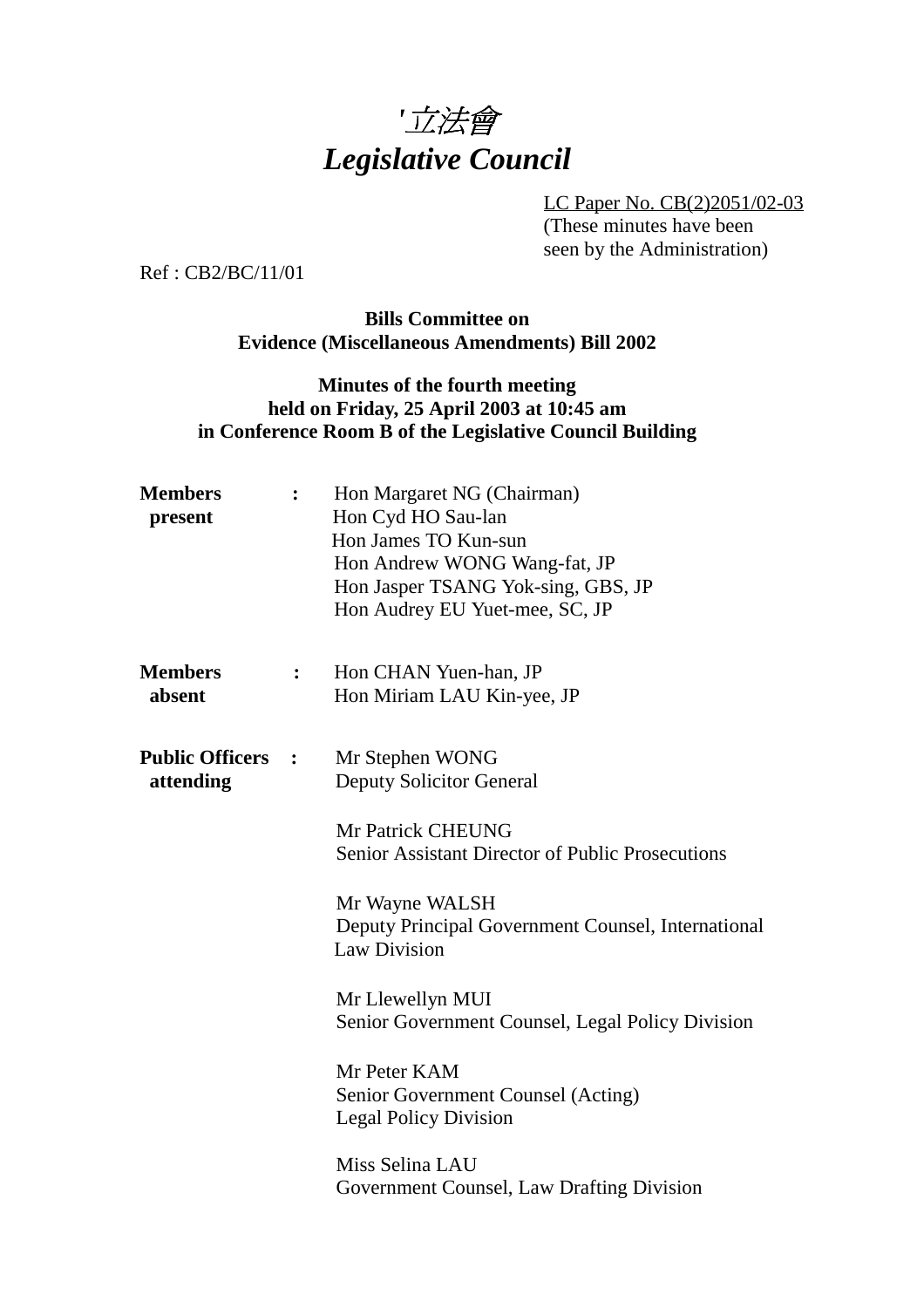# 立法會
# *Legislative Council*

LC Paper No. CB(2)2051/02-03
(These minutes have been seen by the Administration)

Ref : CB2/BC/11/01

**Bills Committee on Evidence (Miscellaneous Amendments) Bill 2002**

**Minutes of the fourth meeting held on Friday, 25 April 2003 at 10:45 am in Conference Room B of the Legislative Council Building**

**Members present** : Hon Margaret NG (Chairman)
Hon Cyd HO Sau-lan
Hon James TO Kun-sun
Hon Andrew WONG Wang-fat, JP
Hon Jasper TSANG Yok-sing, GBS, JP
Hon Audrey EU Yuet-mee, SC, JP

**Members absent** : Hon CHAN Yuen-han, JP
Hon Miriam LAU Kin-yee, JP

**Public Officers attending** : Mr Stephen WONG
Deputy Solicitor General

Mr Patrick CHEUNG
Senior Assistant Director of Public Prosecutions

Mr Wayne WALSH
Deputy Principal Government Counsel, International Law Division

Mr Llewellyn MUI
Senior Government Counsel, Legal Policy Division

Mr Peter KAM
Senior Government Counsel (Acting)
Legal Policy Division

Miss Selina LAU
Government Counsel, Law Drafting Division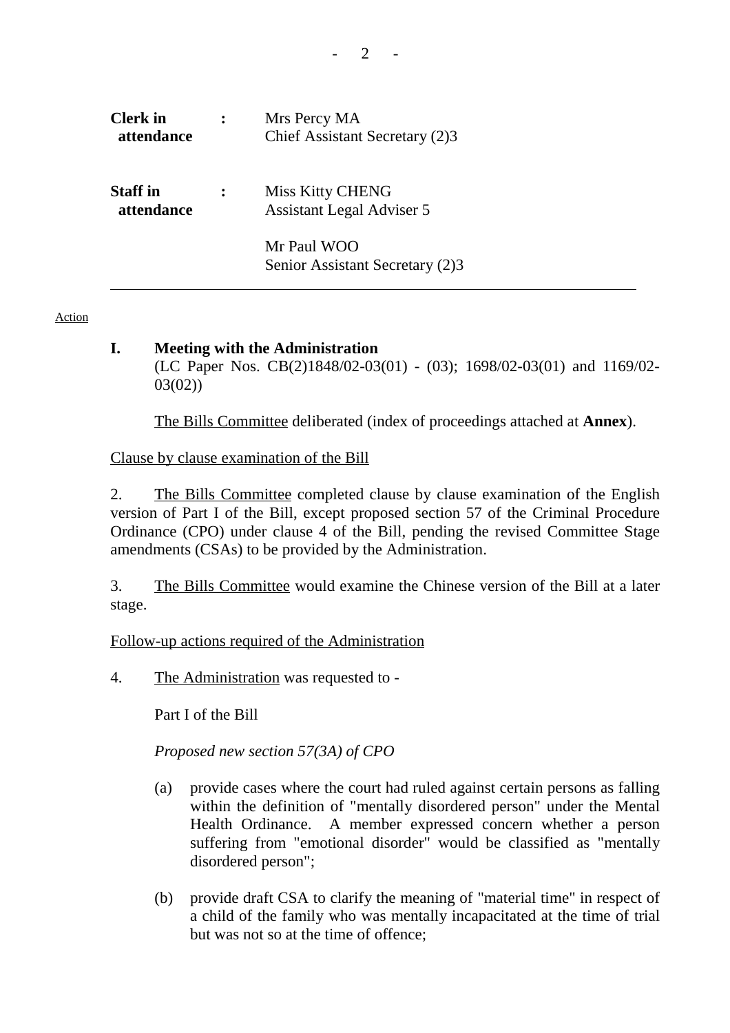| | | |
|---|---|---|
| **Clerk in attendance** | : | Mrs Percy MA<br>Chief Assistant Secretary (2)3 |
| **Staff in attendance** | : | Miss Kitty CHENG<br>Assistant Legal Adviser 5<br><br>Mr Paul WOO<br>Senior Assistant Secretary (2)3 |

---

Action

**I. Meeting with the Administration**
(LC Paper Nos. CB(2)1848/02-03(01) - (03); 1698/02-03(01) and 1169/02-03(02))

The Bills Committee deliberated (index of proceedings attached at **Annex**).

Clause by clause examination of the Bill

2. The Bills Committee completed clause by clause examination of the English version of Part I of the Bill, except proposed section 57 of the Criminal Procedure Ordinance (CPO) under clause 4 of the Bill, pending the revised Committee Stage amendments (CSAs) to be provided by the Administration.

3. The Bills Committee would examine the Chinese version of the Bill at a later stage.

Follow-up actions required of the Administration

4. The Administration was requested to -

Part I of the Bill

*Proposed new section 57(3A) of CPO*

(a) provide cases where the court had ruled against certain persons as falling within the definition of "mentally disordered person" under the Mental Health Ordinance. A member expressed concern whether a person suffering from "emotional disorder" would be classified as "mentally disordered person";

(b) provide draft CSA to clarify the meaning of "material time" in respect of a child of the family who was mentally incapacitated at the time of trial but was not so at the time of offence;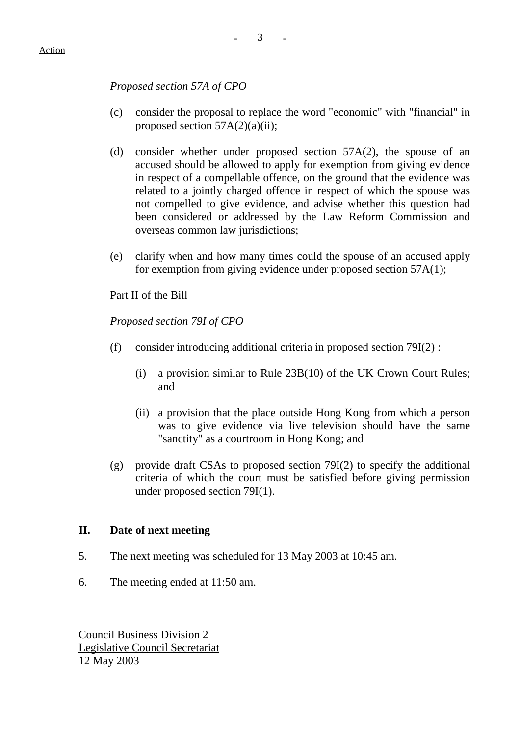Action

*Proposed section 57A of CPO*

(c) consider the proposal to replace the word "economic" with "financial" in proposed section 57A(2)(a)(ii);

(d) consider whether under proposed section 57A(2), the spouse of an accused should be allowed to apply for exemption from giving evidence in respect of a compellable offence, on the ground that the evidence was related to a jointly charged offence in respect of which the spouse was not compelled to give evidence, and advise whether this question had been considered or addressed by the Law Reform Commission and overseas common law jurisdictions;

(e) clarify when and how many times could the spouse of an accused apply for exemption from giving evidence under proposed section 57A(1);

Part II of the Bill

*Proposed section 79I of CPO*

(f) consider introducing additional criteria in proposed section 79I(2) :

   (i) a provision similar to Rule 23B(10) of the UK Crown Court Rules; and

   (ii) a provision that the place outside Hong Kong from which a person was to give evidence via live television should have the same "sanctity" as a courtroom in Hong Kong; and

(g) provide draft CSAs to proposed section 79I(2) to specify the additional criteria of which the court must be satisfied before giving permission under proposed section 79I(1).

## II. Date of next meeting

5. The next meeting was scheduled for 13 May 2003 at 10:45 am.

6. The meeting ended at 11:50 am.

Council Business Division 2
Legislative Council Secretariat
12 May 2003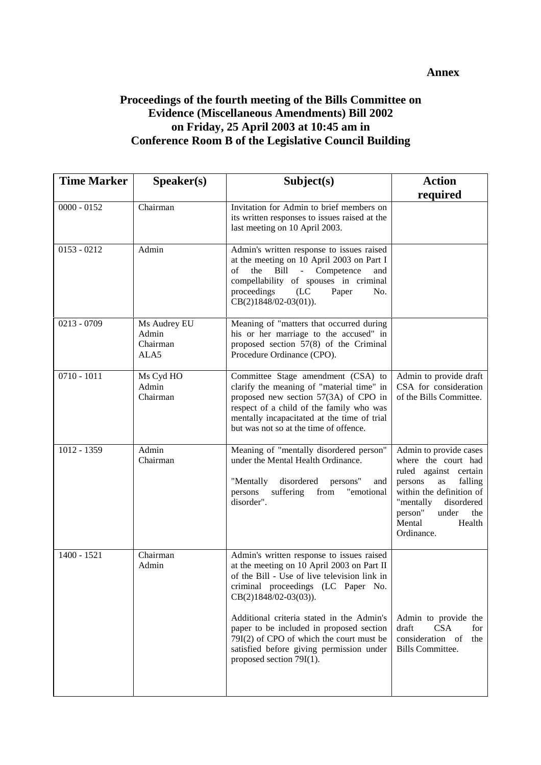**Annex**

## Proceedings of the fourth meeting of the Bills Committee on Evidence (Miscellaneous Amendments) Bill 2002 on Friday, 25 April 2003 at 10:45 am in Conference Room B of the Legislative Council Building

| Time Marker | Speaker(s) | Subject(s) | Action required |
|---|---|---|---|
| 0000 - 0152 | Chairman | Invitation for Admin to brief members on its written responses to issues raised at the last meeting on 10 April 2003. | |
| 0153 - 0212 | Admin | Admin's written response to issues raised at the meeting on 10 April 2003 on Part I of the Bill - Competence and compellability of spouses in criminal proceedings (LC Paper No. CB(2)1848/02-03(01)). | |
| 0213 - 0709 | Ms Audrey EU<br>Admin<br>Chairman<br>ALA5 | Meaning of "matters that occurred during his or her marriage to the accused" in proposed section 57(8) of the Criminal Procedure Ordinance (CPO). | |
| 0710 - 1011 | Ms Cyd HO<br>Admin<br>Chairman | Committee Stage amendment (CSA) to clarify the meaning of "material time" in proposed new section 57(3A) of CPO in respect of a child of the family who was mentally incapacitated at the time of trial but was not so at the time of offence. | Admin to provide draft CSA for consideration of the Bills Committee. |
| 1012 - 1359 | Admin<br>Chairman | Meaning of "mentally disordered person" under the Mental Health Ordinance.<br><br>"Mentally disordered persons" and persons suffering from "emotional disorder". | Admin to provide cases where the court had ruled against certain persons as falling within the definition of "mentally disordered person" under the Mental Health Ordinance. |
| 1400 - 1521 | Chairman<br>Admin | Admin's written response to issues raised at the meeting on 10 April 2003 on Part II of the Bill - Use of live television link in criminal proceedings (LC Paper No. CB(2)1848/02-03(03)).<br><br>Additional criteria stated in the Admin's paper to be included in proposed section 79I(2) of CPO of which the court must be satisfied before giving permission under proposed section 79I(1). | <br><br><br><br>Admin to provide the draft CSA for consideration of the Bills Committee. |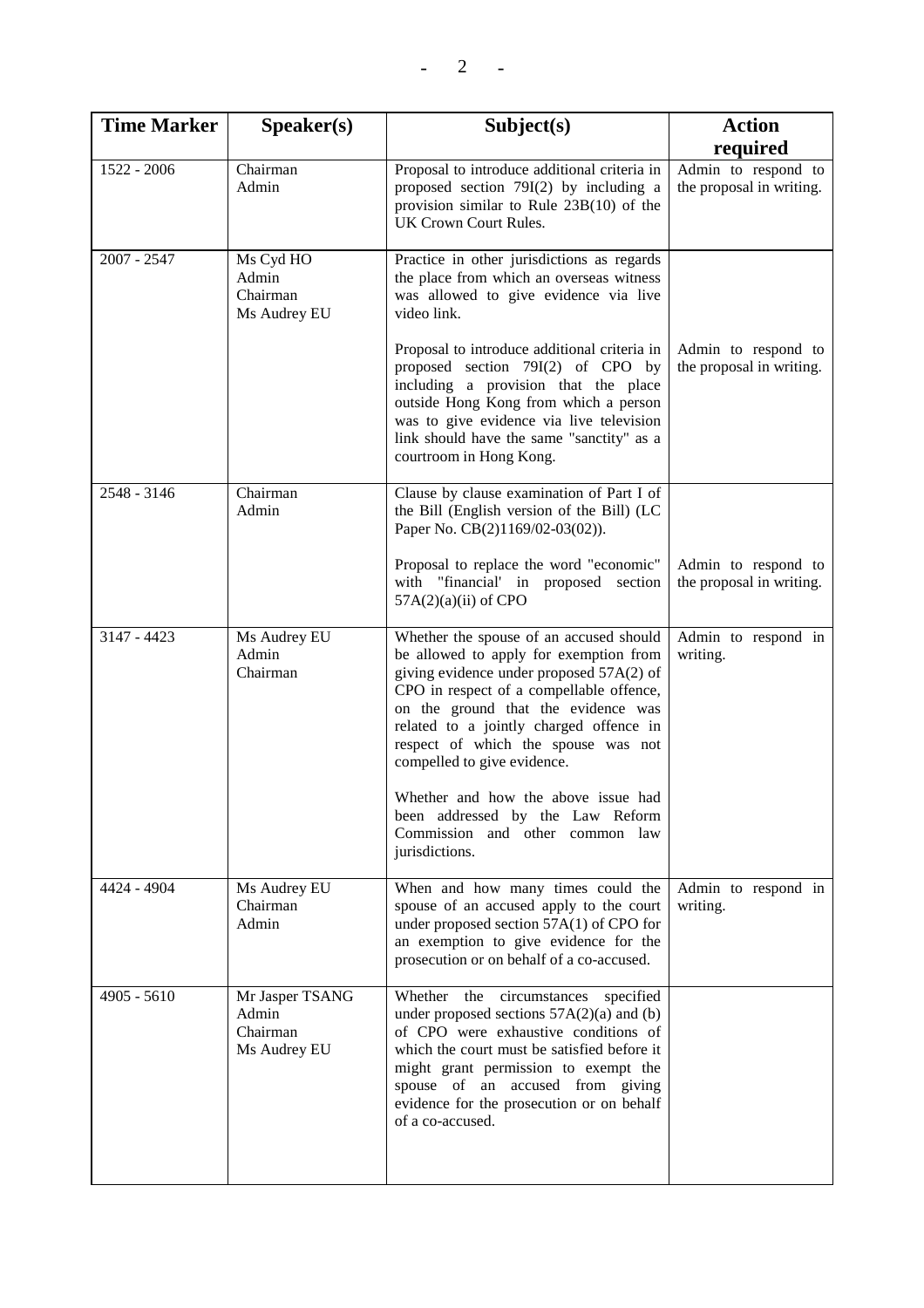| Time Marker | Speaker(s) | Subject(s) | Action required |
|---|---|---|---|
| 1522 - 2006 | Chairman<br>Admin | Proposal to introduce additional criteria in proposed section 79I(2) by including a provision similar to Rule 23B(10) of the UK Crown Court Rules. | Admin to respond to the proposal in writing. |
| 2007 - 2547 | Ms Cyd HO<br>Admin<br>Chairman<br>Ms Audrey EU | Practice in other jurisdictions as regards the place from which an overseas witness was allowed to give evidence via live video link.<br><br>Proposal to introduce additional criteria in proposed section 79I(2) of CPO by including a provision that the place outside Hong Kong from which a person was to give evidence via live television link should have the same "sanctity" as a courtroom in Hong Kong. | <br><br><br><br>Admin to respond to the proposal in writing. |
| 2548 - 3146 | Chairman<br>Admin | Clause by clause examination of Part I of the Bill (English version of the Bill) (LC Paper No. CB(2)1169/02-03(02)).<br><br>Proposal to replace the word "economic" with "financial' in proposed section 57A(2)(a)(ii) of CPO | <br><br><br>Admin to respond to the proposal in writing. |
| 3147 - 4423 | Ms Audrey EU<br>Admin<br>Chairman | Whether the spouse of an accused should be allowed to apply for exemption from giving evidence under proposed 57A(2) of CPO in respect of a compellable offence, on the ground that the evidence was related to a jointly charged offence in respect of which the spouse was not compelled to give evidence.<br><br>Whether and how the above issue had been addressed by the Law Reform Commission and other common law jurisdictions. | Admin to respond in writing. |
| 4424 - 4904 | Ms Audrey EU<br>Chairman<br>Admin | When and how many times could the spouse of an accused apply to the court under proposed section 57A(1) of CPO for an exemption to give evidence for the prosecution or on behalf of a co-accused. | Admin to respond in writing. |
| 4905 - 5610 | Mr Jasper TSANG<br>Admin<br>Chairman<br>Ms Audrey EU | Whether the circumstances specified under proposed sections 57A(2)(a) and (b) of CPO were exhaustive conditions of which the court must be satisfied before it might grant permission to exempt the spouse of an accused from giving evidence for the prosecution or on behalf of a co-accused. | |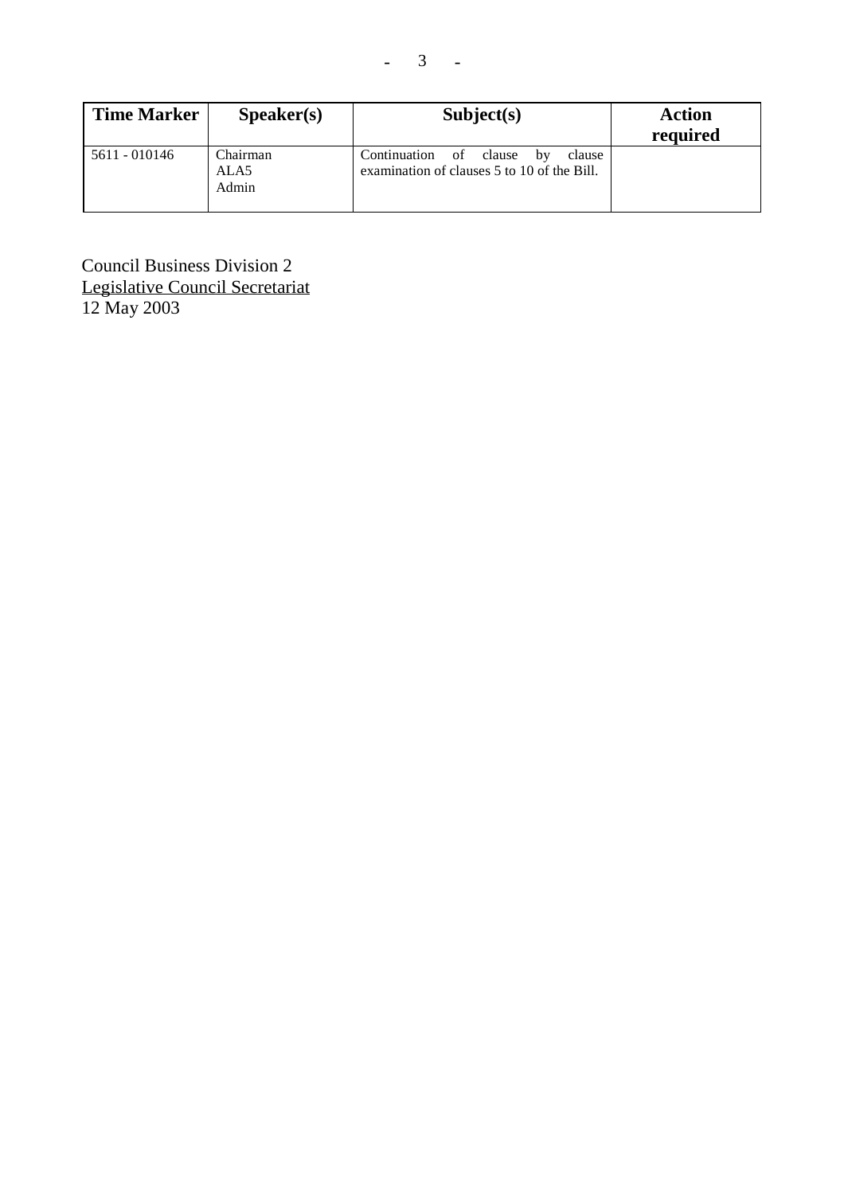| Time Marker | Speaker(s) | Subject(s) | Action required |
| --- | --- | --- | --- |
| 5611 - 010146 | Chairman<br>ALA5<br>Admin | Continuation of clause by clause examination of clauses 5 to 10 of the Bill. | |

Council Business Division 2
Legislative Council Secretariat
12 May 2003